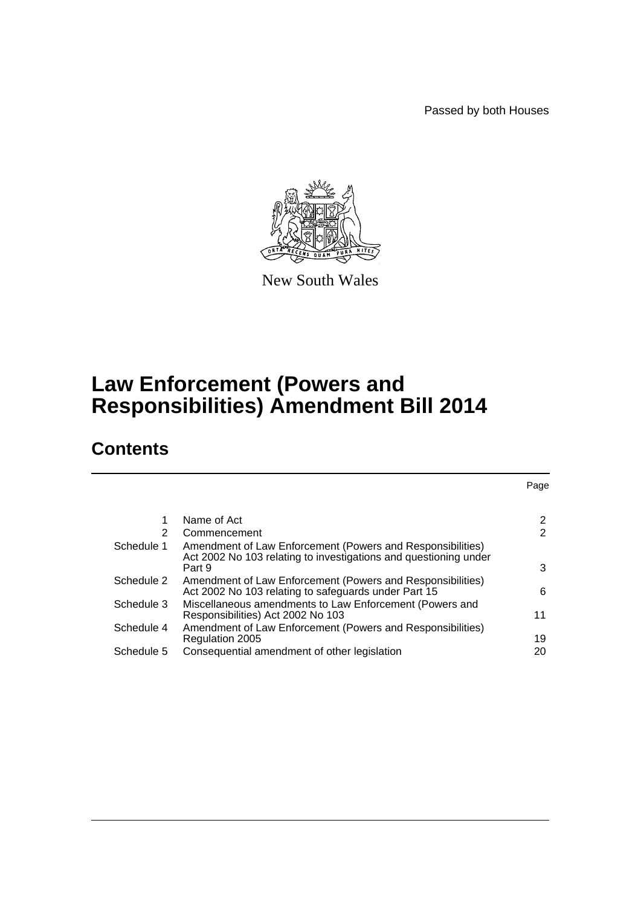Passed by both Houses

New South Wales

# Law Enforcement (Powers and Responsibilities) Amendment Bill 2014

## Contents

| | | Page |
|---|---|---|
| 1 | Name of Act | 2 |
| 2 | Commencement | 2 |
| Schedule 1 | Amendment of Law Enforcement (Powers and Responsibilities) Act 2002 No 103 relating to investigations and questioning under Part 9 | 3 |
| Schedule 2 | Amendment of Law Enforcement (Powers and Responsibilities) Act 2002 No 103 relating to safeguards under Part 15 | 6 |
| Schedule 3 | Miscellaneous amendments to Law Enforcement (Powers and Responsibilities) Act 2002 No 103 | 11 |
| Schedule 4 | Amendment of Law Enforcement (Powers and Responsibilities) Regulation 2005 | 19 |
| Schedule 5 | Consequential amendment of other legislation | 20 |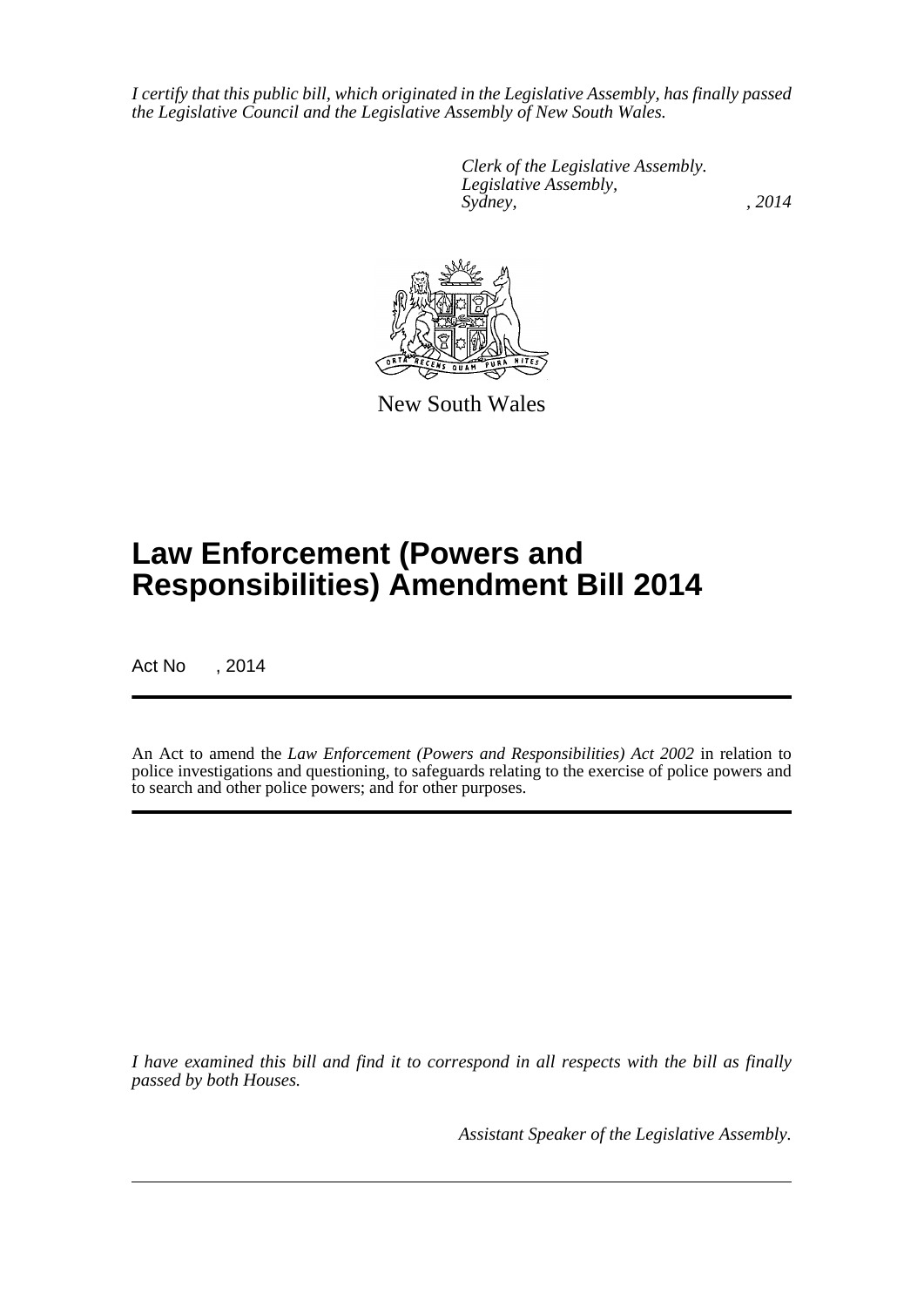*I certify that this public bill, which originated in the Legislative Assembly, has finally passed the Legislative Council and the Legislative Assembly of New South Wales.*

*Clerk of the Legislative Assembly.*
*Legislative Assembly,*
*Sydney, , 2014*

New South Wales

# Law Enforcement (Powers and Responsibilities) Amendment Bill 2014

Act No , 2014

An Act to amend the *Law Enforcement (Powers and Responsibilities) Act 2002* in relation to police investigations and questioning, to safeguards relating to the exercise of police powers and to search and other police powers; and for other purposes.

*I have examined this bill and find it to correspond in all respects with the bill as finally passed by both Houses.*

*Assistant Speaker of the Legislative Assembly.*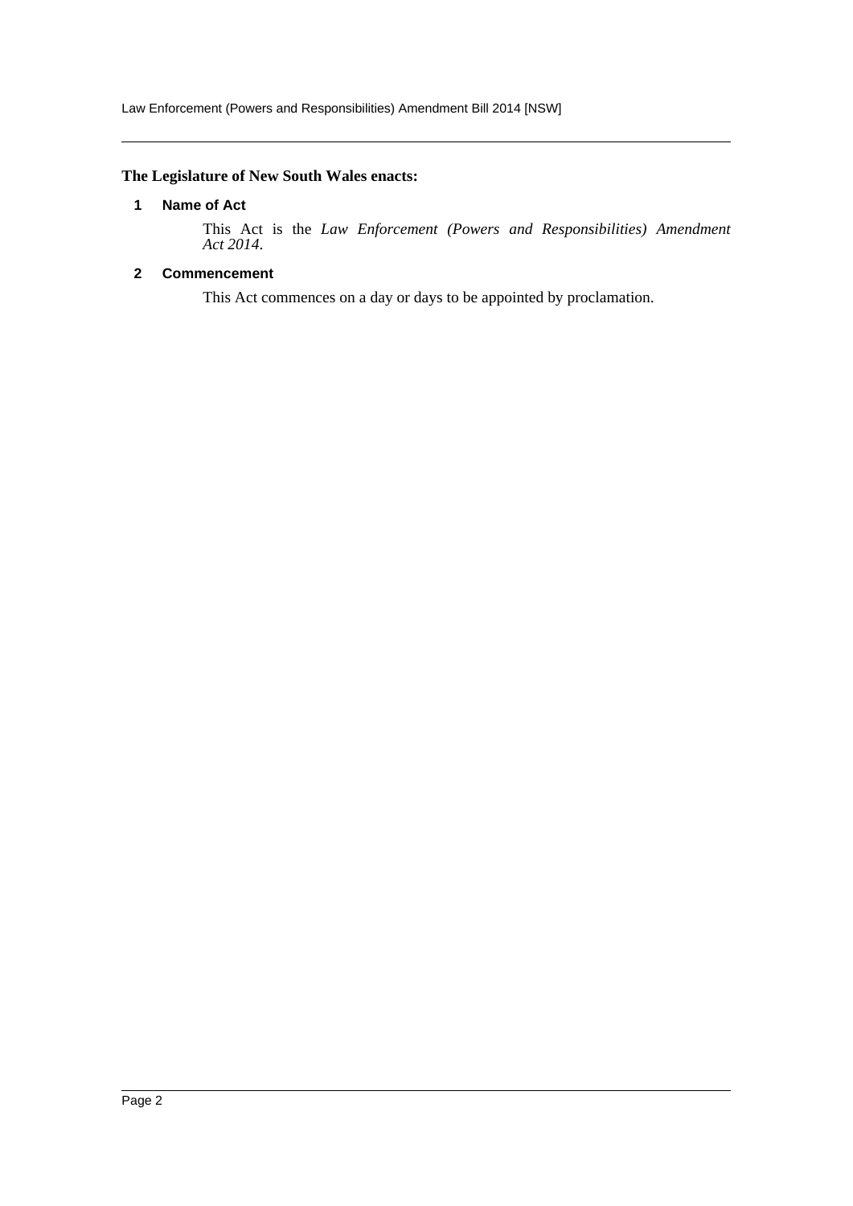**The Legislature of New South Wales enacts:**

## 1 Name of Act

This Act is the *Law Enforcement (Powers and Responsibilities) Amendment Act 2014*.

## 2 Commencement

This Act commences on a day or days to be appointed by proclamation.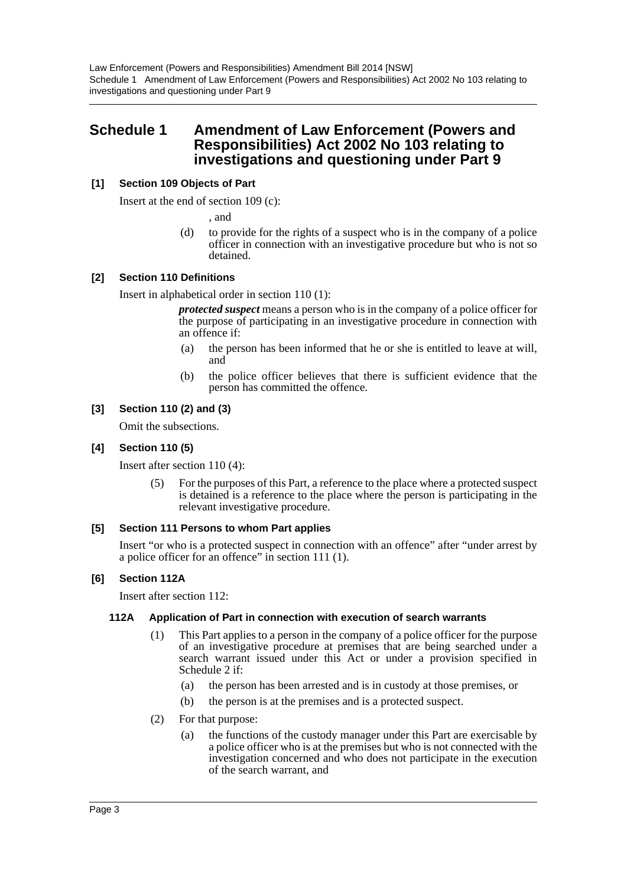# Schedule 1 Amendment of Law Enforcement (Powers and Responsibilities) Act 2002 No 103 relating to investigations and questioning under Part 9

**[1] Section 109 Objects of Part**

Insert at the end of section 109 (c):

, and

(d) to provide for the rights of a suspect who is in the company of a police officer in connection with an investigative procedure but who is not so detained.

**[2] Section 110 Definitions**

Insert in alphabetical order in section 110 (1):

***protected suspect*** means a person who is in the company of a police officer for the purpose of participating in an investigative procedure in connection with an offence if:

(a) the person has been informed that he or she is entitled to leave at will, and

(b) the police officer believes that there is sufficient evidence that the person has committed the offence.

**[3] Section 110 (2) and (3)**

Omit the subsections.

**[4] Section 110 (5)**

Insert after section 110 (4):

(5) For the purposes of this Part, a reference to the place where a protected suspect is detained is a reference to the place where the person is participating in the relevant investigative procedure.

**[5] Section 111 Persons to whom Part applies**

Insert "or who is a protected suspect in connection with an offence" after "under arrest by a police officer for an offence" in section 111 (1).

**[6] Section 112A**

Insert after section 112:

**112A Application of Part in connection with execution of search warrants**

(1) This Part applies to a person in the company of a police officer for the purpose of an investigative procedure at premises that are being searched under a search warrant issued under this Act or under a provision specified in Schedule 2 if:

(a) the person has been arrested and is in custody at those premises, or

(b) the person is at the premises and is a protected suspect.

(2) For that purpose:

(a) the functions of the custody manager under this Part are exercisable by a police officer who is at the premises but who is not connected with the investigation concerned and who does not participate in the execution of the search warrant, and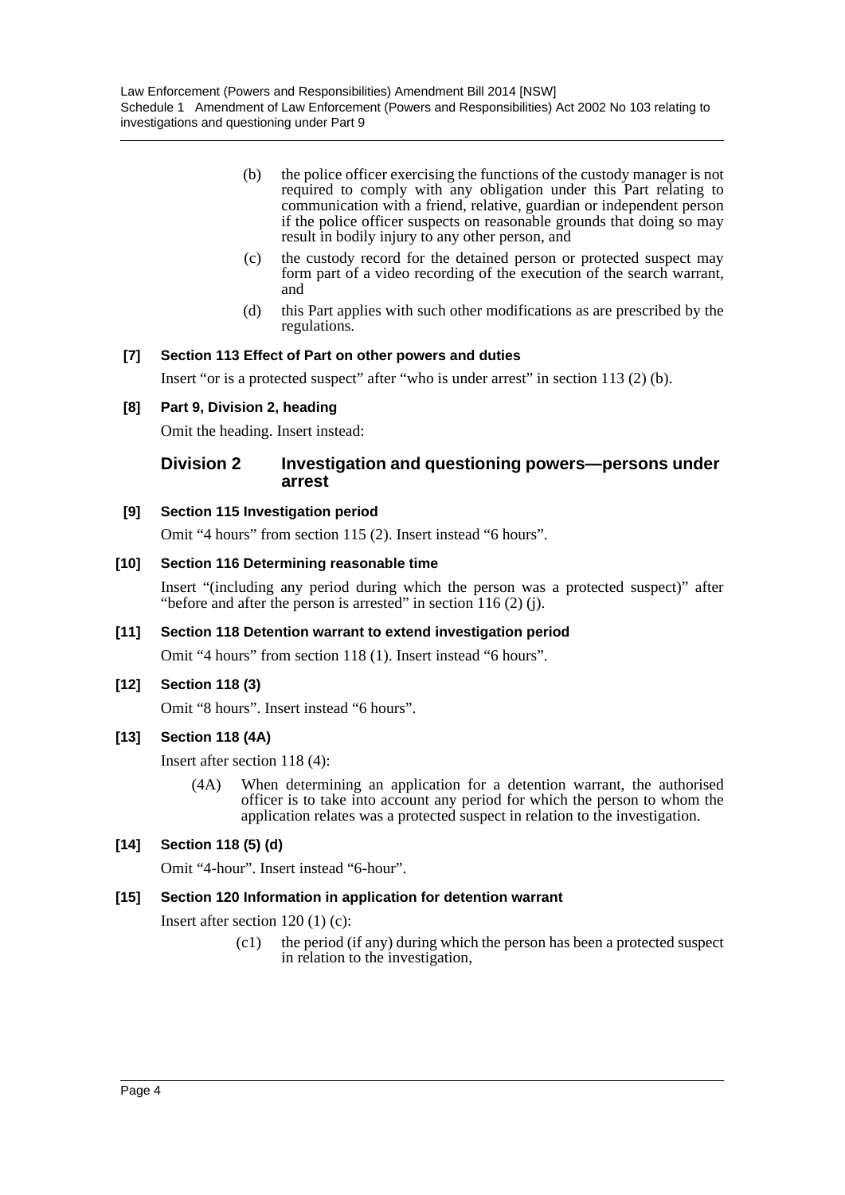(b) the police officer exercising the functions of the custody manager is not required to comply with any obligation under this Part relating to communication with a friend, relative, guardian or independent person if the police officer suspects on reasonable grounds that doing so may result in bodily injury to any other person, and

(c) the custody record for the detained person or protected suspect may form part of a video recording of the execution of the search warrant, and

(d) this Part applies with such other modifications as are prescribed by the regulations.

#### [7] Section 113 Effect of Part on other powers and duties

Insert "or is a protected suspect" after "who is under arrest" in section 113 (2) (b).

#### [8] Part 9, Division 2, heading

Omit the heading. Insert instead:

### Division 2 Investigation and questioning powers—persons under arrest

#### [9] Section 115 Investigation period

Omit "4 hours" from section 115 (2). Insert instead "6 hours".

#### [10] Section 116 Determining reasonable time

Insert "(including any period during which the person was a protected suspect)" after "before and after the person is arrested" in section 116 (2) (j).

#### [11] Section 118 Detention warrant to extend investigation period

Omit "4 hours" from section 118 (1). Insert instead "6 hours".

#### [12] Section 118 (3)

Omit "8 hours". Insert instead "6 hours".

#### [13] Section 118 (4A)

Insert after section 118 (4):

(4A) When determining an application for a detention warrant, the authorised officer is to take into account any period for which the person to whom the application relates was a protected suspect in relation to the investigation.

#### [14] Section 118 (5) (d)

Omit "4-hour". Insert instead "6-hour".

#### [15] Section 120 Information in application for detention warrant

Insert after section 120 (1) (c):

(c1) the period (if any) during which the person has been a protected suspect in relation to the investigation,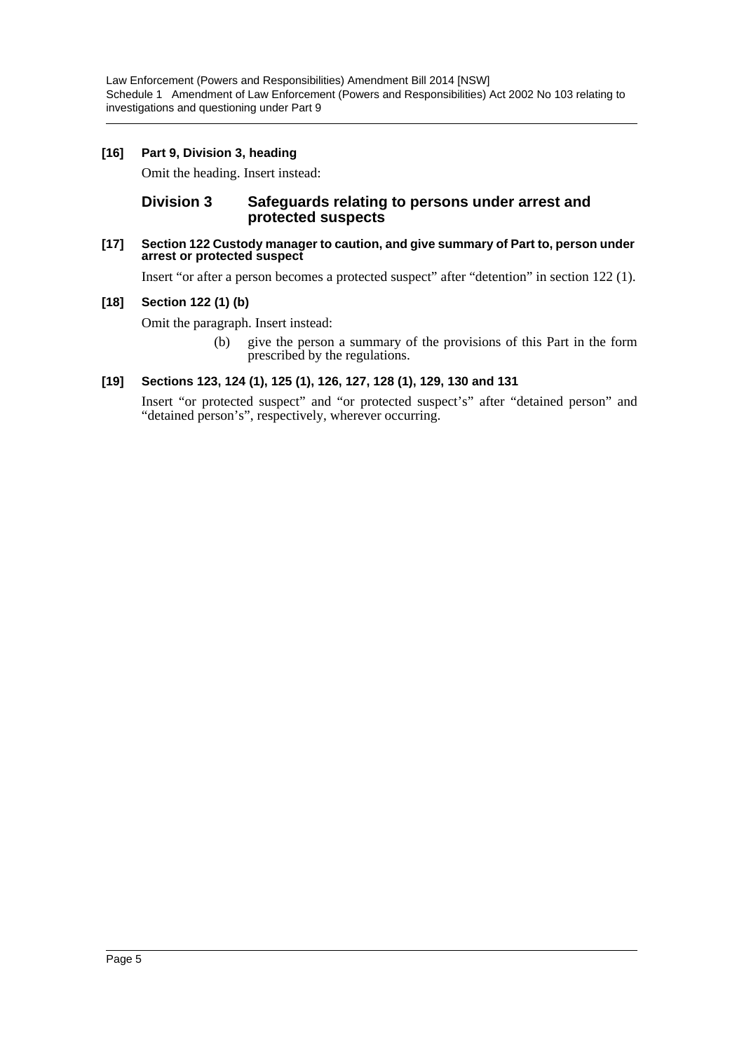**[16] Part 9, Division 3, heading**

Omit the heading. Insert instead:

### Division 3 Safeguards relating to persons under arrest and protected suspects

**[17] Section 122 Custody manager to caution, and give summary of Part to, person under arrest or protected suspect**

Insert "or after a person becomes a protected suspect" after "detention" in section 122 (1).

**[18] Section 122 (1) (b)**

Omit the paragraph. Insert instead:

(b) give the person a summary of the provisions of this Part in the form prescribed by the regulations.

**[19] Sections 123, 124 (1), 125 (1), 126, 127, 128 (1), 129, 130 and 131**

Insert "or protected suspect" and "or protected suspect's" after "detained person" and "detained person's", respectively, wherever occurring.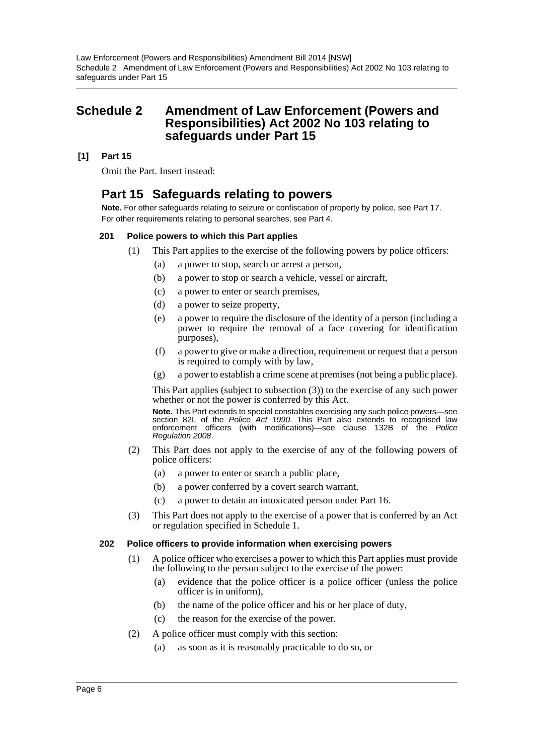# Schedule 2 Amendment of Law Enforcement (Powers and Responsibilities) Act 2002 No 103 relating to safeguards under Part 15

**[1] Part 15**

Omit the Part. Insert instead:

## Part 15 Safeguards relating to powers

**Note.** For other safeguards relating to seizure or confiscation of property by police, see Part 17. For other requirements relating to personal searches, see Part 4.

### 201 Police powers to which this Part applies

(1) This Part applies to the exercise of the following powers by police officers:

- (a) a power to stop, search or arrest a person,
- (b) a power to stop or search a vehicle, vessel or aircraft,
- (c) a power to enter or search premises,
- (d) a power to seize property,
- (e) a power to require the disclosure of the identity of a person (including a power to require the removal of a face covering for identification purposes),
- (f) a power to give or make a direction, requirement or request that a person is required to comply with by law,
- (g) a power to establish a crime scene at premises (not being a public place).

This Part applies (subject to subsection (3)) to the exercise of any such power whether or not the power is conferred by this Act.

**Note.** This Part extends to special constables exercising any such police powers—see section 82L of the *Police Act 1990*. This Part also extends to recognised law enforcement officers (with modifications)—see clause 132B of the *Police Regulation 2008*.

(2) This Part does not apply to the exercise of any of the following powers of police officers:

- (a) a power to enter or search a public place,
- (b) a power conferred by a covert search warrant,
- (c) a power to detain an intoxicated person under Part 16.

(3) This Part does not apply to the exercise of a power that is conferred by an Act or regulation specified in Schedule 1.

### 202 Police officers to provide information when exercising powers

(1) A police officer who exercises a power to which this Part applies must provide the following to the person subject to the exercise of the power:

- (a) evidence that the police officer is a police officer (unless the police officer is in uniform),
- (b) the name of the police officer and his or her place of duty,
- (c) the reason for the exercise of the power.

(2) A police officer must comply with this section:

- (a) as soon as it is reasonably practicable to do so, or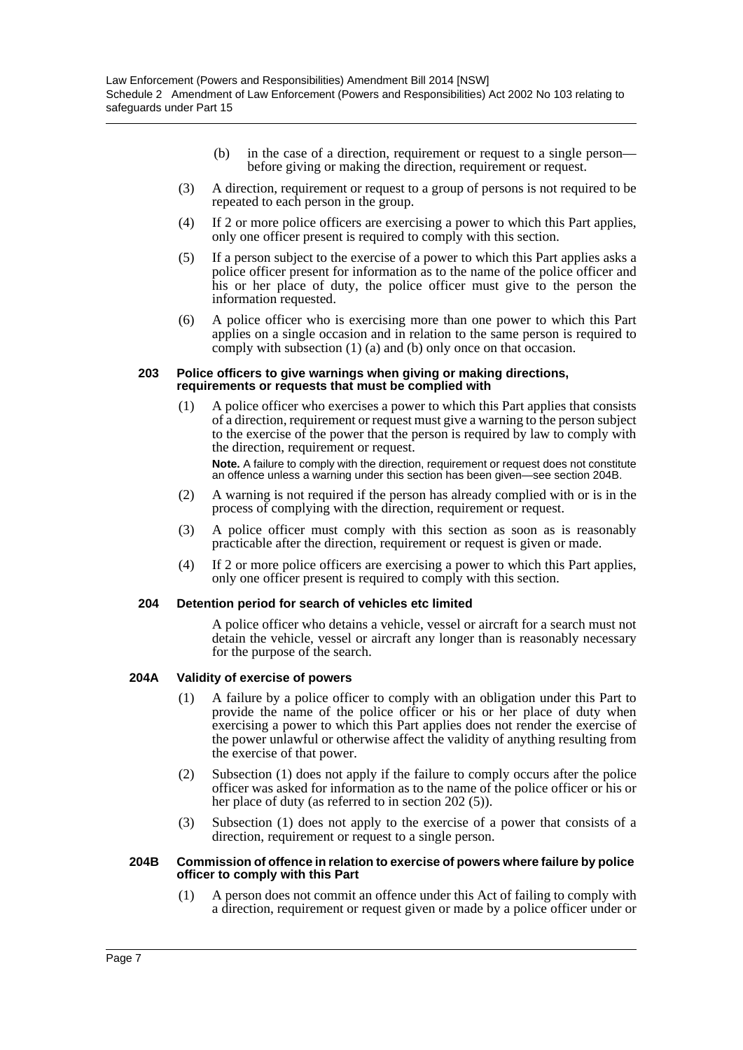(b) in the case of a direction, requirement or request to a single person—before giving or making the direction, requirement or request.

(3) A direction, requirement or request to a group of persons is not required to be repeated to each person in the group.

(4) If 2 or more police officers are exercising a power to which this Part applies, only one officer present is required to comply with this section.

(5) If a person subject to the exercise of a power to which this Part applies asks a police officer present for information as to the name of the police officer and his or her place of duty, the police officer must give to the person the information requested.

(6) A police officer who is exercising more than one power to which this Part applies on a single occasion and in relation to the same person is required to comply with subsection (1) (a) and (b) only once on that occasion.

#### 203 Police officers to give warnings when giving or making directions, requirements or requests that must be complied with

(1) A police officer who exercises a power to which this Part applies that consists of a direction, requirement or request must give a warning to the person subject to the exercise of the power that the person is required by law to comply with the direction, requirement or request.

**Note.** A failure to comply with the direction, requirement or request does not constitute an offence unless a warning under this section has been given—see section 204B.

(2) A warning is not required if the person has already complied with or is in the process of complying with the direction, requirement or request.

(3) A police officer must comply with this section as soon as is reasonably practicable after the direction, requirement or request is given or made.

(4) If 2 or more police officers are exercising a power to which this Part applies, only one officer present is required to comply with this section.

#### 204 Detention period for search of vehicles etc limited

A police officer who detains a vehicle, vessel or aircraft for a search must not detain the vehicle, vessel or aircraft any longer than is reasonably necessary for the purpose of the search.

#### 204A Validity of exercise of powers

(1) A failure by a police officer to comply with an obligation under this Part to provide the name of the police officer or his or her place of duty when exercising a power to which this Part applies does not render the exercise of the power unlawful or otherwise affect the validity of anything resulting from the exercise of that power.

(2) Subsection (1) does not apply if the failure to comply occurs after the police officer was asked for information as to the name of the police officer or his or her place of duty (as referred to in section 202 (5)).

(3) Subsection (1) does not apply to the exercise of a power that consists of a direction, requirement or request to a single person.

#### 204B Commission of offence in relation to exercise of powers where failure by police officer to comply with this Part

(1) A person does not commit an offence under this Act of failing to comply with a direction, requirement or request given or made by a police officer under or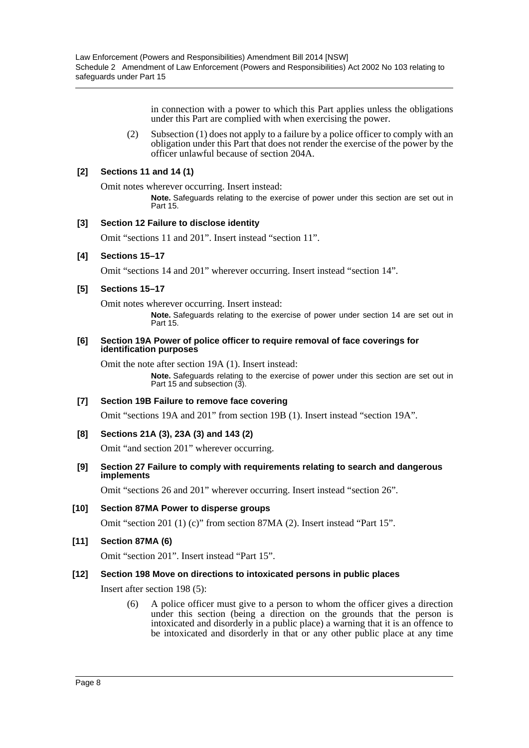in connection with a power to which this Part applies unless the obligations under this Part are complied with when exercising the power.

(2) Subsection (1) does not apply to a failure by a police officer to comply with an obligation under this Part that does not render the exercise of the power by the officer unlawful because of section 204A.

**[2] Sections 11 and 14 (1)**

Omit notes wherever occurring. Insert instead:

**Note.** Safeguards relating to the exercise of power under this section are set out in Part 15.

**[3] Section 12 Failure to disclose identity**

Omit "sections 11 and 201". Insert instead "section 11".

**[4] Sections 15–17**

Omit "sections 14 and 201" wherever occurring. Insert instead "section 14".

**[5] Sections 15–17**

Omit notes wherever occurring. Insert instead:

**Note.** Safeguards relating to the exercise of power under section 14 are set out in Part 15.

**[6] Section 19A Power of police officer to require removal of face coverings for identification purposes**

Omit the note after section 19A (1). Insert instead:

**Note.** Safeguards relating to the exercise of power under this section are set out in Part 15 and subsection (3).

**[7] Section 19B Failure to remove face covering**

Omit "sections 19A and 201" from section 19B (1). Insert instead "section 19A".

**[8] Sections 21A (3), 23A (3) and 143 (2)**

Omit "and section 201" wherever occurring.

**[9] Section 27 Failure to comply with requirements relating to search and dangerous implements**

Omit "sections 26 and 201" wherever occurring. Insert instead "section 26".

**[10] Section 87MA Power to disperse groups**

Omit "section 201 (1) (c)" from section 87MA (2). Insert instead "Part 15".

**[11] Section 87MA (6)**

Omit "section 201". Insert instead "Part 15".

**[12] Section 198 Move on directions to intoxicated persons in public places**

Insert after section 198 (5):

(6) A police officer must give to a person to whom the officer gives a direction under this section (being a direction on the grounds that the person is intoxicated and disorderly in a public place) a warning that it is an offence to be intoxicated and disorderly in that or any other public place at any time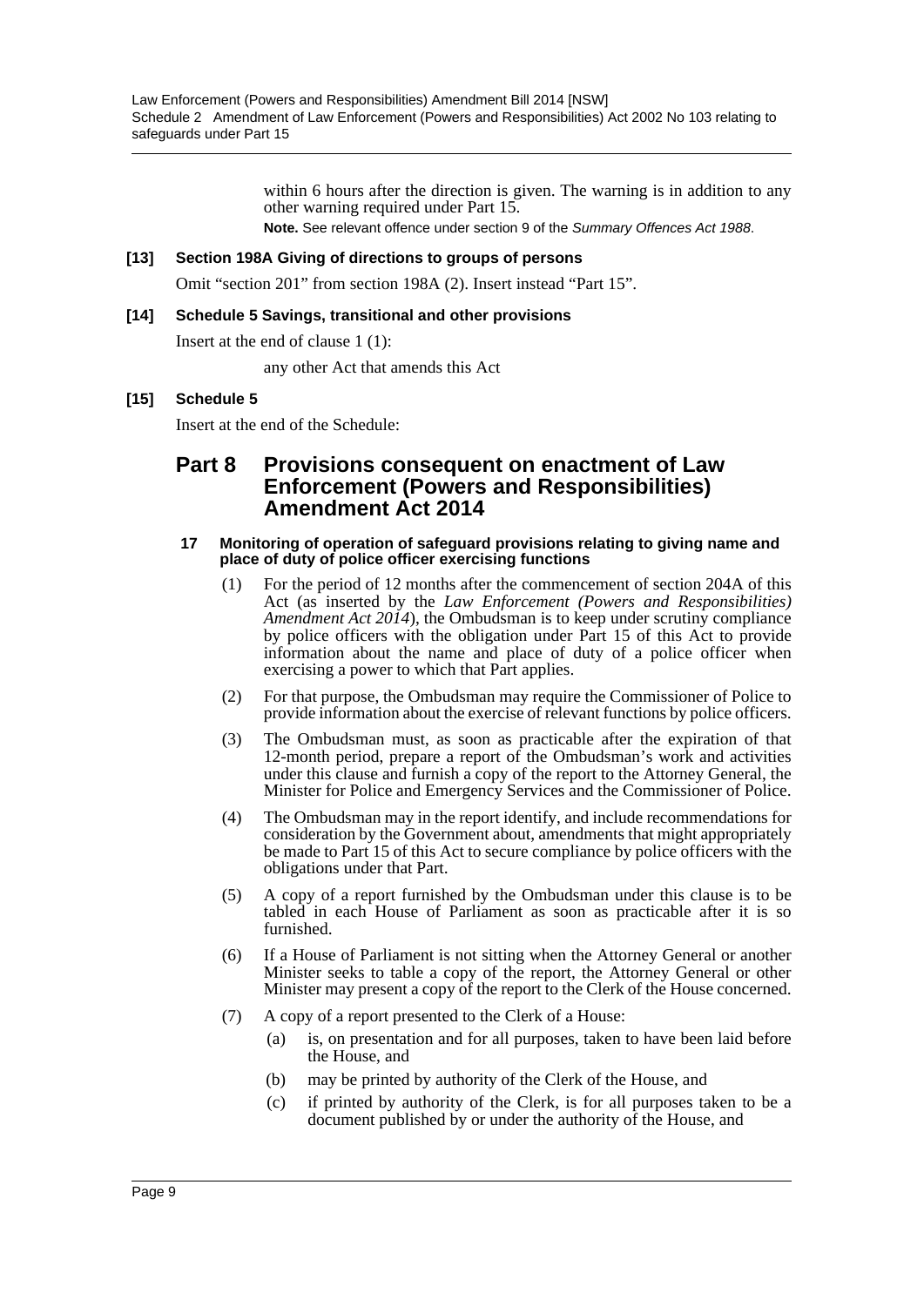within 6 hours after the direction is given. The warning is in addition to any other warning required under Part 15.

**Note.** See relevant offence under section 9 of the *Summary Offences Act 1988*.

**[13] Section 198A Giving of directions to groups of persons**

Omit "section 201" from section 198A (2). Insert instead "Part 15".

**[14] Schedule 5 Savings, transitional and other provisions**

Insert at the end of clause 1 (1):

any other Act that amends this Act

**[15] Schedule 5**

Insert at the end of the Schedule:

## Part 8 Provisions consequent on enactment of Law Enforcement (Powers and Responsibilities) Amendment Act 2014

**17 Monitoring of operation of safeguard provisions relating to giving name and place of duty of police officer exercising functions**

(1) For the period of 12 months after the commencement of section 204A of this Act (as inserted by the *Law Enforcement (Powers and Responsibilities) Amendment Act 2014*), the Ombudsman is to keep under scrutiny compliance by police officers with the obligation under Part 15 of this Act to provide information about the name and place of duty of a police officer when exercising a power to which that Part applies.

(2) For that purpose, the Ombudsman may require the Commissioner of Police to provide information about the exercise of relevant functions by police officers.

(3) The Ombudsman must, as soon as practicable after the expiration of that 12-month period, prepare a report of the Ombudsman's work and activities under this clause and furnish a copy of the report to the Attorney General, the Minister for Police and Emergency Services and the Commissioner of Police.

(4) The Ombudsman may in the report identify, and include recommendations for consideration by the Government about, amendments that might appropriately be made to Part 15 of this Act to secure compliance by police officers with the obligations under that Part.

(5) A copy of a report furnished by the Ombudsman under this clause is to be tabled in each House of Parliament as soon as practicable after it is so furnished.

(6) If a House of Parliament is not sitting when the Attorney General or another Minister seeks to table a copy of the report, the Attorney General or other Minister may present a copy of the report to the Clerk of the House concerned.

(7) A copy of a report presented to the Clerk of a House:

(a) is, on presentation and for all purposes, taken to have been laid before the House, and

(b) may be printed by authority of the Clerk of the House, and

(c) if printed by authority of the Clerk, is for all purposes taken to be a document published by or under the authority of the House, and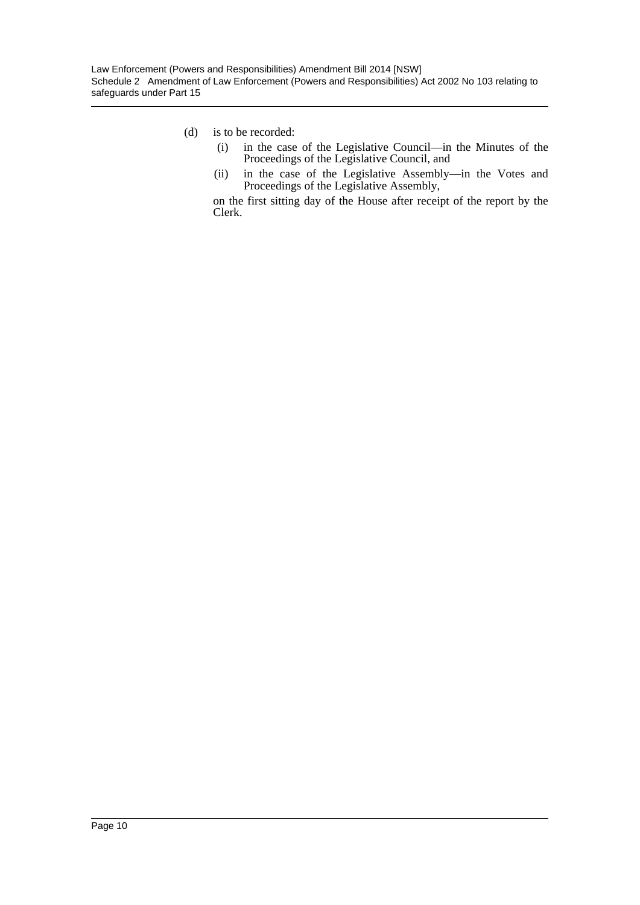(d) is to be recorded:

   (i) in the case of the Legislative Council—in the Minutes of the Proceedings of the Legislative Council, and

   (ii) in the case of the Legislative Assembly—in the Votes and Proceedings of the Legislative Assembly,

   on the first sitting day of the House after receipt of the report by the Clerk.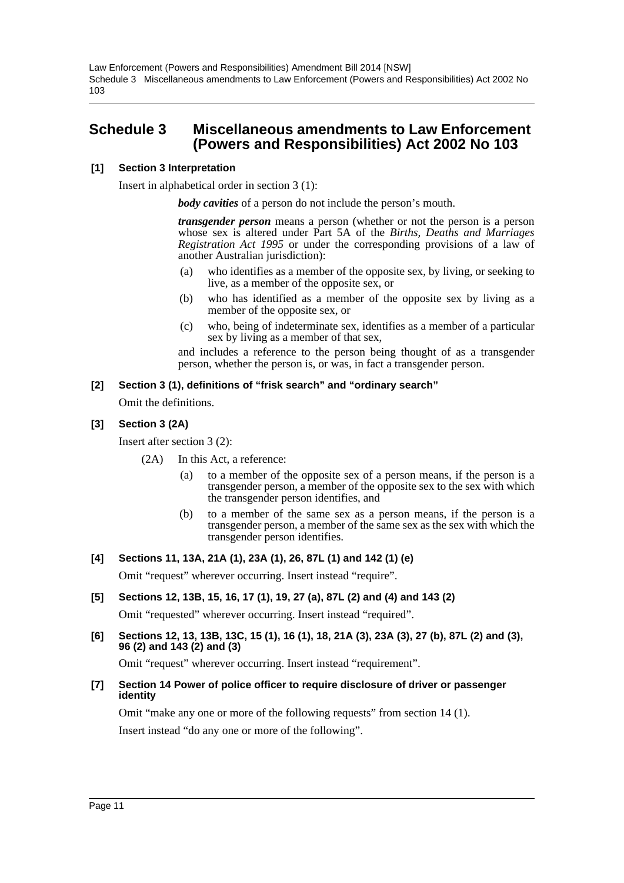## Schedule 3 Miscellaneous amendments to Law Enforcement (Powers and Responsibilities) Act 2002 No 103

**[1] Section 3 Interpretation**

Insert in alphabetical order in section 3 (1):

> ***body cavities*** of a person do not include the person's mouth.
>
> ***transgender person*** means a person (whether or not the person is a person whose sex is altered under Part 5A of the *Births, Deaths and Marriages Registration Act 1995* or under the corresponding provisions of a law of another Australian jurisdiction):
>
> (a) who identifies as a member of the opposite sex, by living, or seeking to live, as a member of the opposite sex, or
>
> (b) who has identified as a member of the opposite sex by living as a member of the opposite sex, or
>
> (c) who, being of indeterminate sex, identifies as a member of a particular sex by living as a member of that sex,
>
> and includes a reference to the person being thought of as a transgender person, whether the person is, or was, in fact a transgender person.

**[2] Section 3 (1), definitions of "frisk search" and "ordinary search"**

Omit the definitions.

**[3] Section 3 (2A)**

Insert after section 3 (2):

> (2A) In this Act, a reference:
>
> (a) to a member of the opposite sex of a person means, if the person is a transgender person, a member of the opposite sex to the sex with which the transgender person identifies, and
>
> (b) to a member of the same sex as a person means, if the person is a transgender person, a member of the same sex as the sex with which the transgender person identifies.

**[4] Sections 11, 13A, 21A (1), 23A (1), 26, 87L (1) and 142 (1) (e)**

Omit "request" wherever occurring. Insert instead "require".

**[5] Sections 12, 13B, 15, 16, 17 (1), 19, 27 (a), 87L (2) and (4) and 143 (2)**

Omit "requested" wherever occurring. Insert instead "required".

**[6] Sections 12, 13, 13B, 13C, 15 (1), 16 (1), 18, 21A (3), 23A (3), 27 (b), 87L (2) and (3), 96 (2) and 143 (2) and (3)**

Omit "request" wherever occurring. Insert instead "requirement".

**[7] Section 14 Power of police officer to require disclosure of driver or passenger identity**

Omit "make any one or more of the following requests" from section 14 (1).

Insert instead "do any one or more of the following".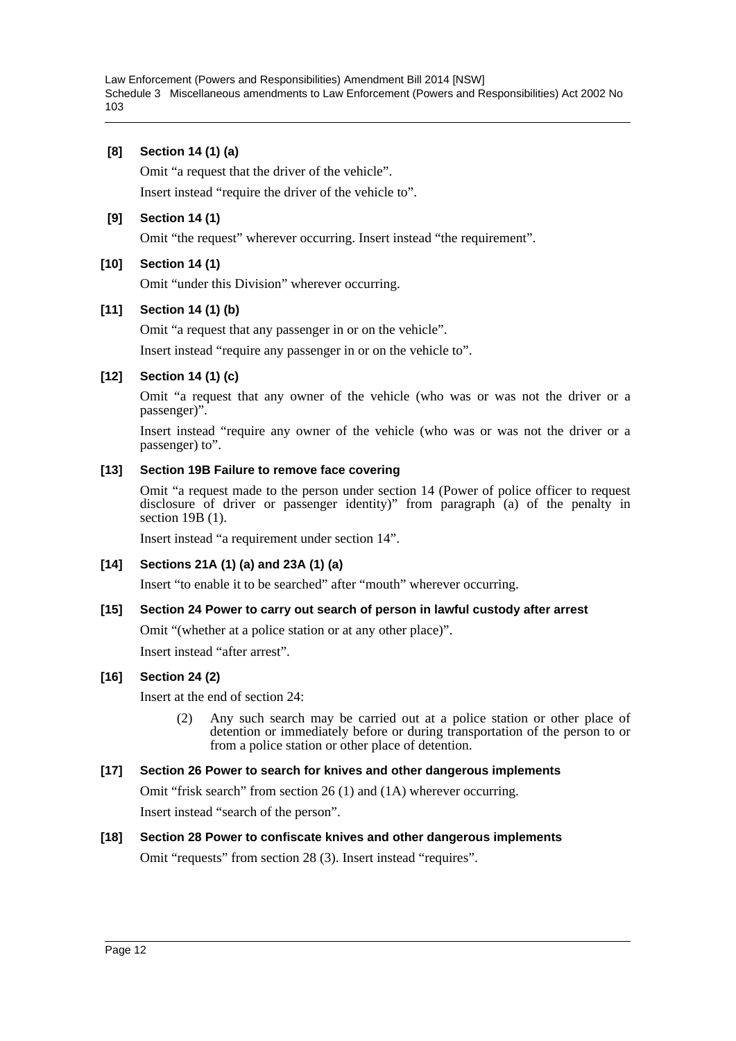**[8] Section 14 (1) (a)**

Omit "a request that the driver of the vehicle".

Insert instead "require the driver of the vehicle to".

**[9] Section 14 (1)**

Omit "the request" wherever occurring. Insert instead "the requirement".

**[10] Section 14 (1)**

Omit "under this Division" wherever occurring.

**[11] Section 14 (1) (b)**

Omit "a request that any passenger in or on the vehicle".

Insert instead "require any passenger in or on the vehicle to".

**[12] Section 14 (1) (c)**

Omit "a request that any owner of the vehicle (who was or was not the driver or a passenger)".

Insert instead "require any owner of the vehicle (who was or was not the driver or a passenger) to".

**[13] Section 19B Failure to remove face covering**

Omit "a request made to the person under section 14 (Power of police officer to request disclosure of driver or passenger identity)" from paragraph (a) of the penalty in section 19B (1).

Insert instead "a requirement under section 14".

**[14] Sections 21A (1) (a) and 23A (1) (a)**

Insert "to enable it to be searched" after "mouth" wherever occurring.

**[15] Section 24 Power to carry out search of person in lawful custody after arrest**

Omit "(whether at a police station or at any other place)".

Insert instead "after arrest".

**[16] Section 24 (2)**

Insert at the end of section 24:

> (2) Any such search may be carried out at a police station or other place of detention or immediately before or during transportation of the person to or from a police station or other place of detention.

**[17] Section 26 Power to search for knives and other dangerous implements**

Omit "frisk search" from section 26 (1) and (1A) wherever occurring.

Insert instead "search of the person".

**[18] Section 28 Power to confiscate knives and other dangerous implements**

Omit "requests" from section 28 (3). Insert instead "requires".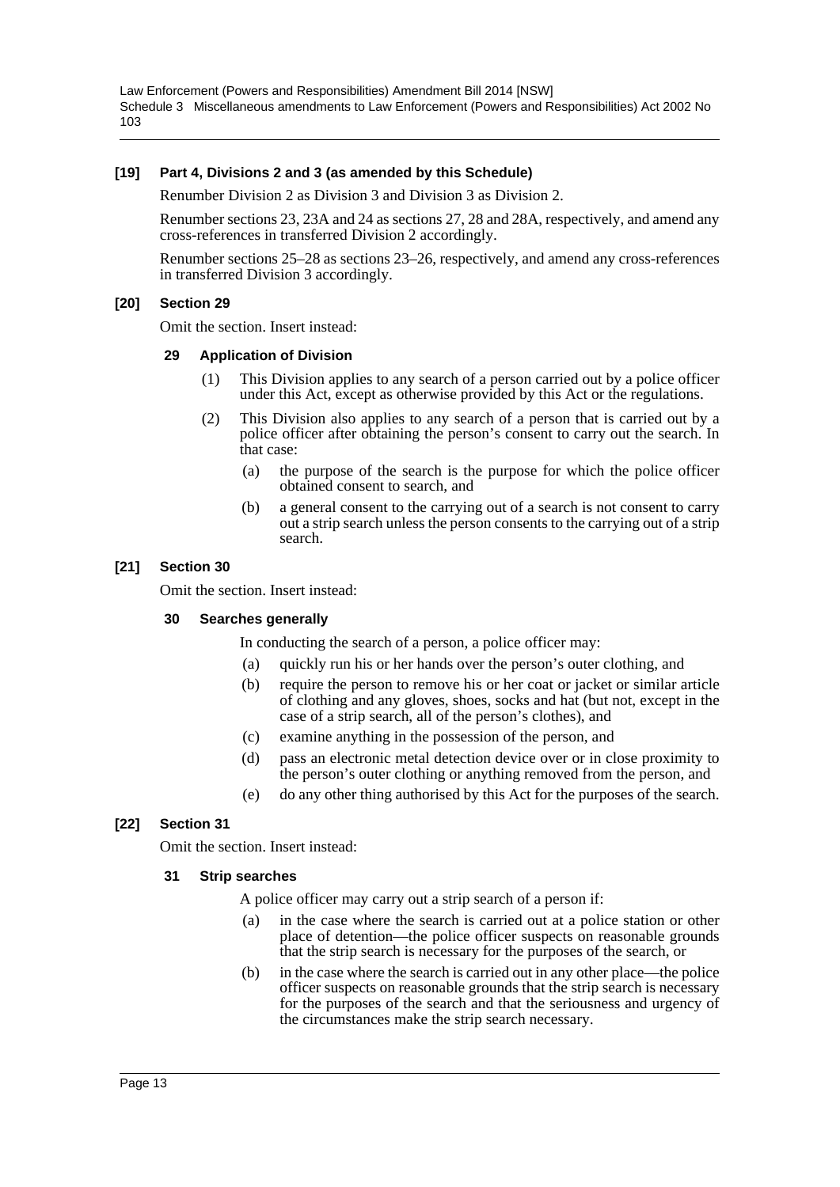**[19] Part 4, Divisions 2 and 3 (as amended by this Schedule)**

Renumber Division 2 as Division 3 and Division 3 as Division 2.

Renumber sections 23, 23A and 24 as sections 27, 28 and 28A, respectively, and amend any cross-references in transferred Division 2 accordingly.

Renumber sections 25–28 as sections 23–26, respectively, and amend any cross-references in transferred Division 3 accordingly.

**[20] Section 29**

Omit the section. Insert instead:

**29 Application of Division**

(1) This Division applies to any search of a person carried out by a police officer under this Act, except as otherwise provided by this Act or the regulations.

(2) This Division also applies to any search of a person that is carried out by a police officer after obtaining the person's consent to carry out the search. In that case:

(a) the purpose of the search is the purpose for which the police officer obtained consent to search, and

(b) a general consent to the carrying out of a search is not consent to carry out a strip search unless the person consents to the carrying out of a strip search.

**[21] Section 30**

Omit the section. Insert instead:

**30 Searches generally**

In conducting the search of a person, a police officer may:

(a) quickly run his or her hands over the person's outer clothing, and

(b) require the person to remove his or her coat or jacket or similar article of clothing and any gloves, shoes, socks and hat (but not, except in the case of a strip search, all of the person's clothes), and

(c) examine anything in the possession of the person, and

(d) pass an electronic metal detection device over or in close proximity to the person's outer clothing or anything removed from the person, and

(e) do any other thing authorised by this Act for the purposes of the search.

**[22] Section 31**

Omit the section. Insert instead:

**31 Strip searches**

A police officer may carry out a strip search of a person if:

(a) in the case where the search is carried out at a police station or other place of detention—the police officer suspects on reasonable grounds that the strip search is necessary for the purposes of the search, or

(b) in the case where the search is carried out in any other place—the police officer suspects on reasonable grounds that the strip search is necessary for the purposes of the search and that the seriousness and urgency of the circumstances make the strip search necessary.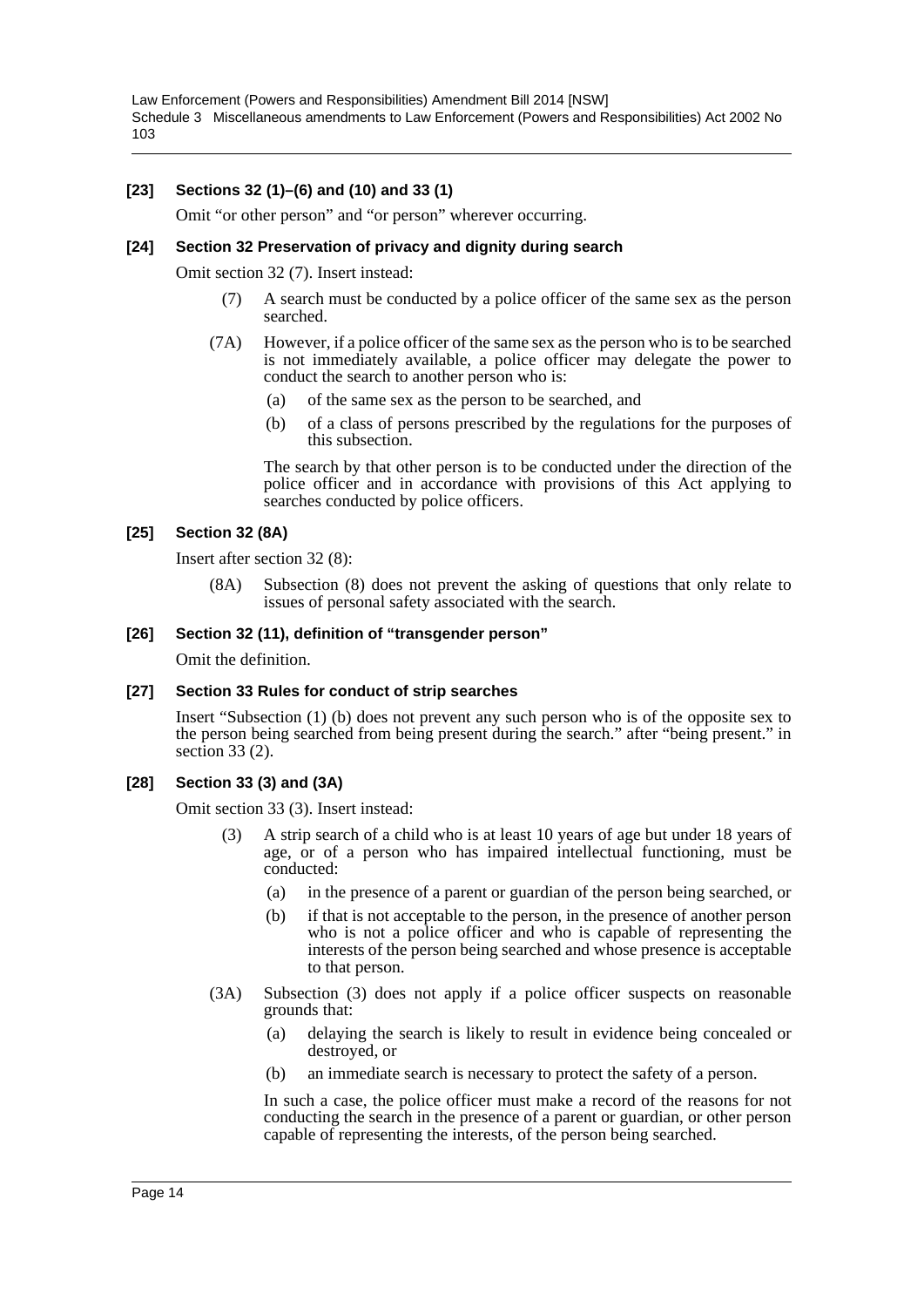#### [23] Sections 32 (1)–(6) and (10) and 33 (1)

Omit "or other person" and "or person" wherever occurring.

#### [24] Section 32 Preservation of privacy and dignity during search

Omit section 32 (7). Insert instead:

(7) A search must be conducted by a police officer of the same sex as the person searched.

(7A) However, if a police officer of the same sex as the person who is to be searched is not immediately available, a police officer may delegate the power to conduct the search to another person who is:

- (a) of the same sex as the person to be searched, and
- (b) of a class of persons prescribed by the regulations for the purposes of this subsection.

The search by that other person is to be conducted under the direction of the police officer and in accordance with provisions of this Act applying to searches conducted by police officers.

#### [25] Section 32 (8A)

Insert after section 32 (8):

(8A) Subsection (8) does not prevent the asking of questions that only relate to issues of personal safety associated with the search.

#### [26] Section 32 (11), definition of "transgender person"

Omit the definition.

#### [27] Section 33 Rules for conduct of strip searches

Insert "Subsection (1) (b) does not prevent any such person who is of the opposite sex to the person being searched from being present during the search." after "being present." in section 33 (2).

#### [28] Section 33 (3) and (3A)

Omit section 33 (3). Insert instead:

(3) A strip search of a child who is at least 10 years of age but under 18 years of age, or of a person who has impaired intellectual functioning, must be conducted:

- (a) in the presence of a parent or guardian of the person being searched, or
- (b) if that is not acceptable to the person, in the presence of another person who is not a police officer and who is capable of representing the interests of the person being searched and whose presence is acceptable to that person.

(3A) Subsection (3) does not apply if a police officer suspects on reasonable grounds that:

- (a) delaying the search is likely to result in evidence being concealed or destroyed, or
- (b) an immediate search is necessary to protect the safety of a person.

In such a case, the police officer must make a record of the reasons for not conducting the search in the presence of a parent or guardian, or other person capable of representing the interests, of the person being searched.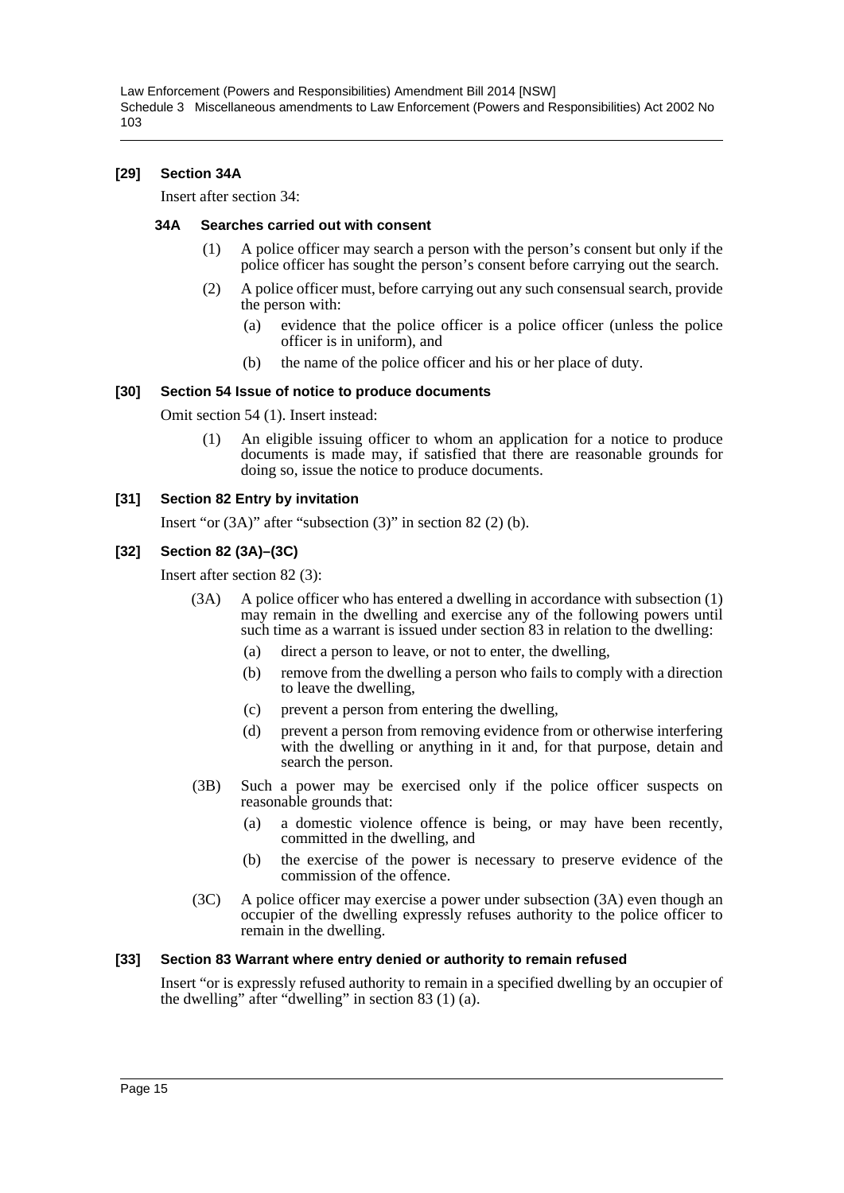### [29] Section 34A

Insert after section 34:

#### 34A Searches carried out with consent

(1) A police officer may search a person with the person's consent but only if the police officer has sought the person's consent before carrying out the search.

(2) A police officer must, before carrying out any such consensual search, provide the person with:

- (a) evidence that the police officer is a police officer (unless the police officer is in uniform), and
- (b) the name of the police officer and his or her place of duty.

### [30] Section 54 Issue of notice to produce documents

Omit section 54 (1). Insert instead:

(1) An eligible issuing officer to whom an application for a notice to produce documents is made may, if satisfied that there are reasonable grounds for doing so, issue the notice to produce documents.

### [31] Section 82 Entry by invitation

Insert "or (3A)" after "subsection (3)" in section 82 (2) (b).

### [32] Section 82 (3A)–(3C)

Insert after section 82 (3):

(3A) A police officer who has entered a dwelling in accordance with subsection (1) may remain in the dwelling and exercise any of the following powers until such time as a warrant is issued under section 83 in relation to the dwelling:

- (a) direct a person to leave, or not to enter, the dwelling,
- (b) remove from the dwelling a person who fails to comply with a direction to leave the dwelling,
- (c) prevent a person from entering the dwelling,
- (d) prevent a person from removing evidence from or otherwise interfering with the dwelling or anything in it and, for that purpose, detain and search the person.

(3B) Such a power may be exercised only if the police officer suspects on reasonable grounds that:

- (a) a domestic violence offence is being, or may have been recently, committed in the dwelling, and
- (b) the exercise of the power is necessary to preserve evidence of the commission of the offence.

(3C) A police officer may exercise a power under subsection (3A) even though an occupier of the dwelling expressly refuses authority to the police officer to remain in the dwelling.

### [33] Section 83 Warrant where entry denied or authority to remain refused

Insert "or is expressly refused authority to remain in a specified dwelling by an occupier of the dwelling" after "dwelling" in section 83 (1) (a).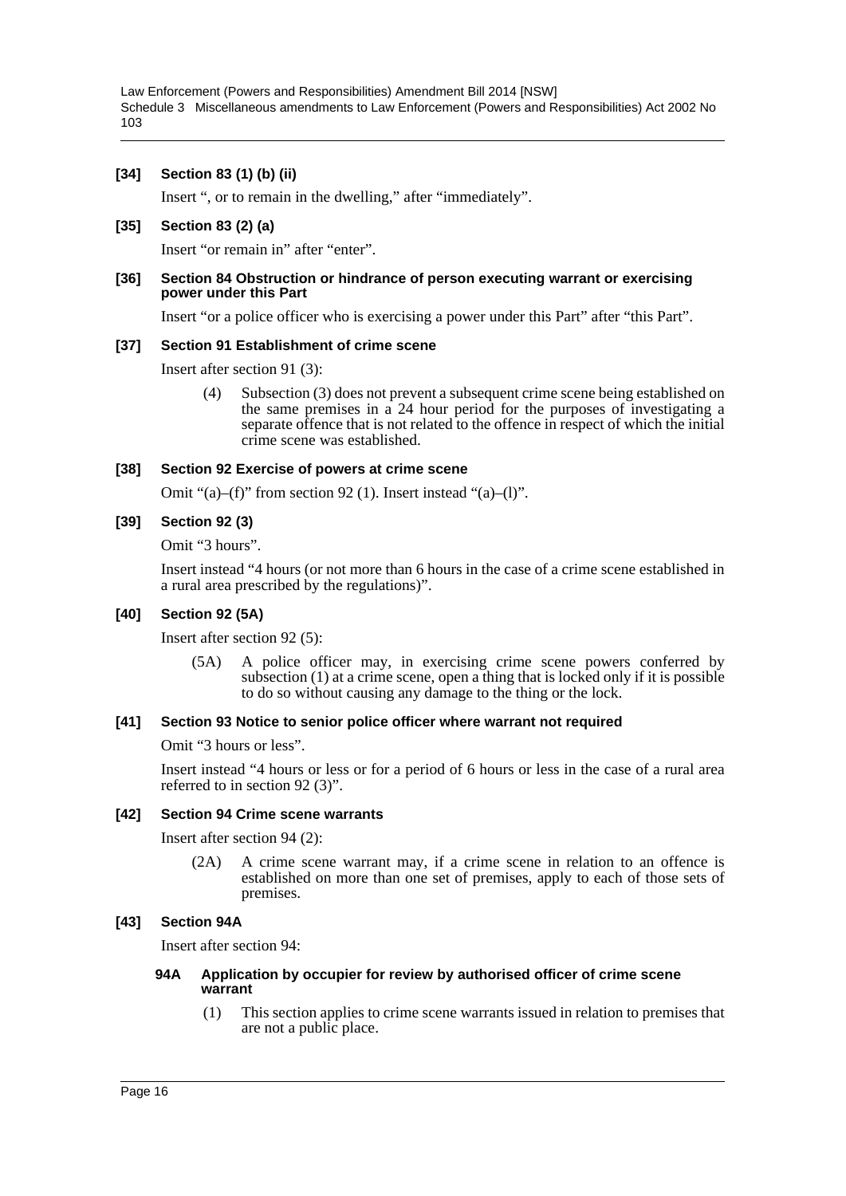**[34] Section 83 (1) (b) (ii)**

Insert ", or to remain in the dwelling," after "immediately".

**[35] Section 83 (2) (a)**

Insert "or remain in" after "enter".

**[36] Section 84 Obstruction or hindrance of person executing warrant or exercising power under this Part**

Insert "or a police officer who is exercising a power under this Part" after "this Part".

**[37] Section 91 Establishment of crime scene**

Insert after section 91 (3):

> (4) Subsection (3) does not prevent a subsequent crime scene being established on the same premises in a 24 hour period for the purposes of investigating a separate offence that is not related to the offence in respect of which the initial crime scene was established.

**[38] Section 92 Exercise of powers at crime scene**

Omit "(a)–(f)" from section 92 (1). Insert instead "(a)–(l)".

**[39] Section 92 (3)**

Omit "3 hours".

Insert instead "4 hours (or not more than 6 hours in the case of a crime scene established in a rural area prescribed by the regulations)".

**[40] Section 92 (5A)**

Insert after section 92 (5):

> (5A) A police officer may, in exercising crime scene powers conferred by subsection (1) at a crime scene, open a thing that is locked only if it is possible to do so without causing any damage to the thing or the lock.

**[41] Section 93 Notice to senior police officer where warrant not required**

Omit "3 hours or less".

Insert instead "4 hours or less or for a period of 6 hours or less in the case of a rural area referred to in section 92 (3)".

**[42] Section 94 Crime scene warrants**

Insert after section 94 (2):

> (2A) A crime scene warrant may, if a crime scene in relation to an offence is established on more than one set of premises, apply to each of those sets of premises.

**[43] Section 94A**

Insert after section 94:

> **94A Application by occupier for review by authorised officer of crime scene warrant**
>
> (1) This section applies to crime scene warrants issued in relation to premises that are not a public place.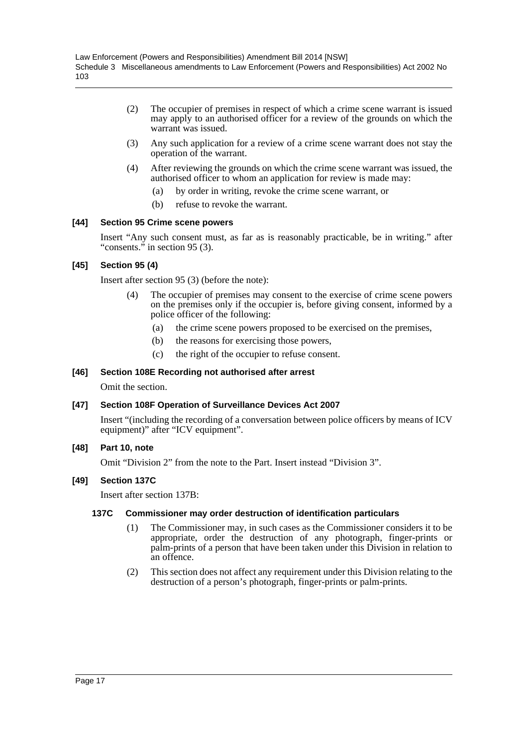(2) The occupier of premises in respect of which a crime scene warrant is issued may apply to an authorised officer for a review of the grounds on which the warrant was issued.

(3) Any such application for a review of a crime scene warrant does not stay the operation of the warrant.

(4) After reviewing the grounds on which the crime scene warrant was issued, the authorised officer to whom an application for review is made may:

(a) by order in writing, revoke the crime scene warrant, or

(b) refuse to revoke the warrant.

### [44] Section 95 Crime scene powers

Insert "Any such consent must, as far as is reasonably practicable, be in writing." after "consents." in section 95 (3).

### [45] Section 95 (4)

Insert after section 95 (3) (before the note):

(4) The occupier of premises may consent to the exercise of crime scene powers on the premises only if the occupier is, before giving consent, informed by a police officer of the following:

(a) the crime scene powers proposed to be exercised on the premises,

(b) the reasons for exercising those powers,

(c) the right of the occupier to refuse consent.

### [46] Section 108E Recording not authorised after arrest

Omit the section.

### [47] Section 108F Operation of Surveillance Devices Act 2007

Insert "(including the recording of a conversation between police officers by means of ICV equipment)" after "ICV equipment".

### [48] Part 10, note

Omit "Division 2" from the note to the Part. Insert instead "Division 3".

### [49] Section 137C

Insert after section 137B:

#### 137C Commissioner may order destruction of identification particulars

(1) The Commissioner may, in such cases as the Commissioner considers it to be appropriate, order the destruction of any photograph, finger-prints or palm-prints of a person that have been taken under this Division in relation to an offence.

(2) This section does not affect any requirement under this Division relating to the destruction of a person's photograph, finger-prints or palm-prints.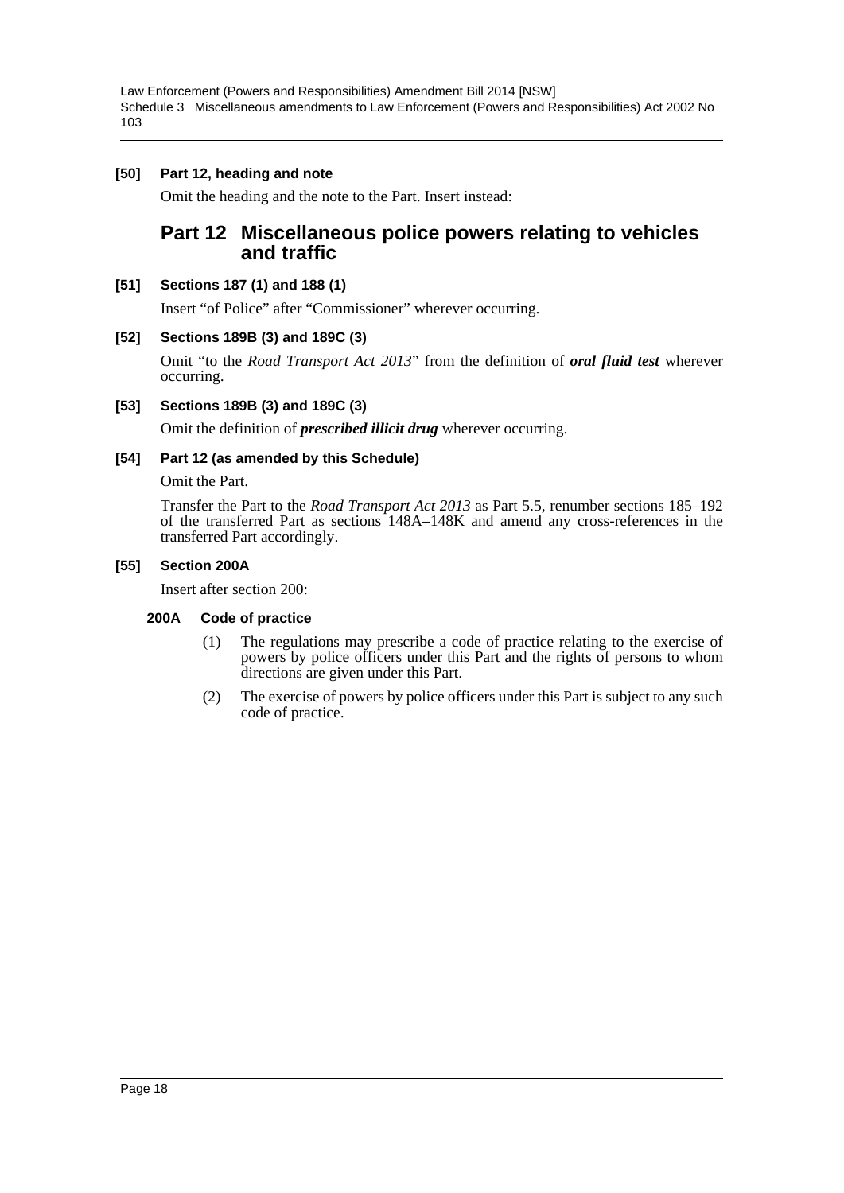**[50] Part 12, heading and note**

Omit the heading and the note to the Part. Insert instead:

## Part 12 Miscellaneous police powers relating to vehicles and traffic

**[51] Sections 187 (1) and 188 (1)**

Insert "of Police" after "Commissioner" wherever occurring.

**[52] Sections 189B (3) and 189C (3)**

Omit "to the *Road Transport Act 2013*" from the definition of ***oral fluid test*** wherever occurring.

**[53] Sections 189B (3) and 189C (3)**

Omit the definition of ***prescribed illicit drug*** wherever occurring.

**[54] Part 12 (as amended by this Schedule)**

Omit the Part.

Transfer the Part to the *Road Transport Act 2013* as Part 5.5, renumber sections 185–192 of the transferred Part as sections 148A–148K and amend any cross-references in the transferred Part accordingly.

**[55] Section 200A**

Insert after section 200:

**200A Code of practice**

(1) The regulations may prescribe a code of practice relating to the exercise of powers by police officers under this Part and the rights of persons to whom directions are given under this Part.

(2) The exercise of powers by police officers under this Part is subject to any such code of practice.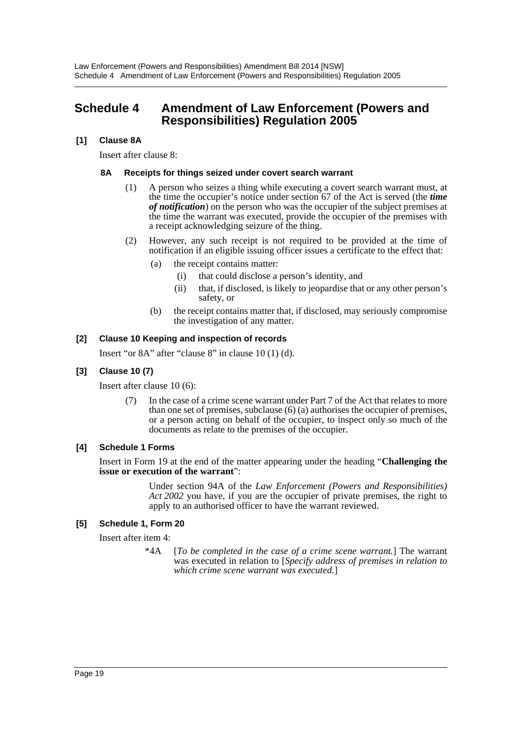# Schedule 4 Amendment of Law Enforcement (Powers and Responsibilities) Regulation 2005

### [1] Clause 8A

Insert after clause 8:

#### 8A Receipts for things seized under covert search warrant

(1) A person who seizes a thing while executing a covert search warrant must, at the time the occupier's notice under section 67 of the Act is served (the ***time of notification***) on the person who was the occupier of the subject premises at the time the warrant was executed, provide the occupier of the premises with a receipt acknowledging seizure of the thing.

(2) However, any such receipt is not required to be provided at the time of notification if an eligible issuing officer issues a certificate to the effect that:

- (a) the receipt contains matter:
  - (i) that could disclose a person's identity, and
  - (ii) that, if disclosed, is likely to jeopardise that or any other person's safety, or
- (b) the receipt contains matter that, if disclosed, may seriously compromise the investigation of any matter.

### [2] Clause 10 Keeping and inspection of records

Insert "or 8A" after "clause 8" in clause 10 (1) (d).

### [3] Clause 10 (7)

Insert after clause 10 (6):

(7) In the case of a crime scene warrant under Part 7 of the Act that relates to more than one set of premises, subclause (6) (a) authorises the occupier of premises, or a person acting on behalf of the occupier, to inspect only so much of the documents as relate to the premises of the occupier.

### [4] Schedule 1 Forms

Insert in Form 19 at the end of the matter appearing under the heading "**Challenging the issue or execution of the warrant**":

> Under section 94A of the *Law Enforcement (Powers and Responsibilities) Act 2002* you have, if you are the occupier of private premises, the right to apply to an authorised officer to have the warrant reviewed.

### [5] Schedule 1, Form 20

Insert after item 4:

> *4A [*To be completed in the case of a crime scene warrant.*] The warrant was executed in relation to [*Specify address of premises in relation to which crime scene warrant was executed.*]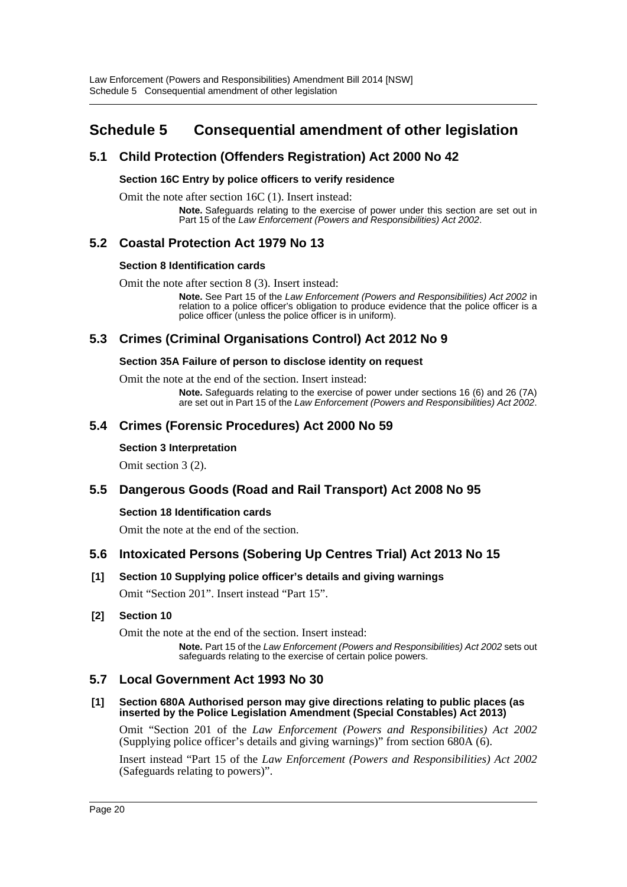# Schedule 5 Consequential amendment of other legislation

## 5.1 Child Protection (Offenders Registration) Act 2000 No 42

### Section 16C Entry by police officers to verify residence

Omit the note after section 16C (1). Insert instead:

> **Note.** Safeguards relating to the exercise of power under this section are set out in Part 15 of the *Law Enforcement (Powers and Responsibilities) Act 2002*.

## 5.2 Coastal Protection Act 1979 No 13

### Section 8 Identification cards

Omit the note after section 8 (3). Insert instead:

> **Note.** See Part 15 of the *Law Enforcement (Powers and Responsibilities) Act 2002* in relation to a police officer's obligation to produce evidence that the police officer is a police officer (unless the police officer is in uniform).

## 5.3 Crimes (Criminal Organisations Control) Act 2012 No 9

### Section 35A Failure of person to disclose identity on request

Omit the note at the end of the section. Insert instead:

> **Note.** Safeguards relating to the exercise of power under sections 16 (6) and 26 (7A) are set out in Part 15 of the *Law Enforcement (Powers and Responsibilities) Act 2002*.

## 5.4 Crimes (Forensic Procedures) Act 2000 No 59

### Section 3 Interpretation

Omit section 3 (2).

## 5.5 Dangerous Goods (Road and Rail Transport) Act 2008 No 95

### Section 18 Identification cards

Omit the note at the end of the section.

## 5.6 Intoxicated Persons (Sobering Up Centres Trial) Act 2013 No 15

### [1] Section 10 Supplying police officer's details and giving warnings

Omit "Section 201". Insert instead "Part 15".

### [2] Section 10

Omit the note at the end of the section. Insert instead:

> **Note.** Part 15 of the *Law Enforcement (Powers and Responsibilities) Act 2002* sets out safeguards relating to the exercise of certain police powers.

## 5.7 Local Government Act 1993 No 30

### [1] Section 680A Authorised person may give directions relating to public places (as inserted by the Police Legislation Amendment (Special Constables) Act 2013)

Omit "Section 201 of the *Law Enforcement (Powers and Responsibilities) Act 2002* (Supplying police officer's details and giving warnings)" from section 680A (6).

Insert instead "Part 15 of the *Law Enforcement (Powers and Responsibilities) Act 2002* (Safeguards relating to powers)".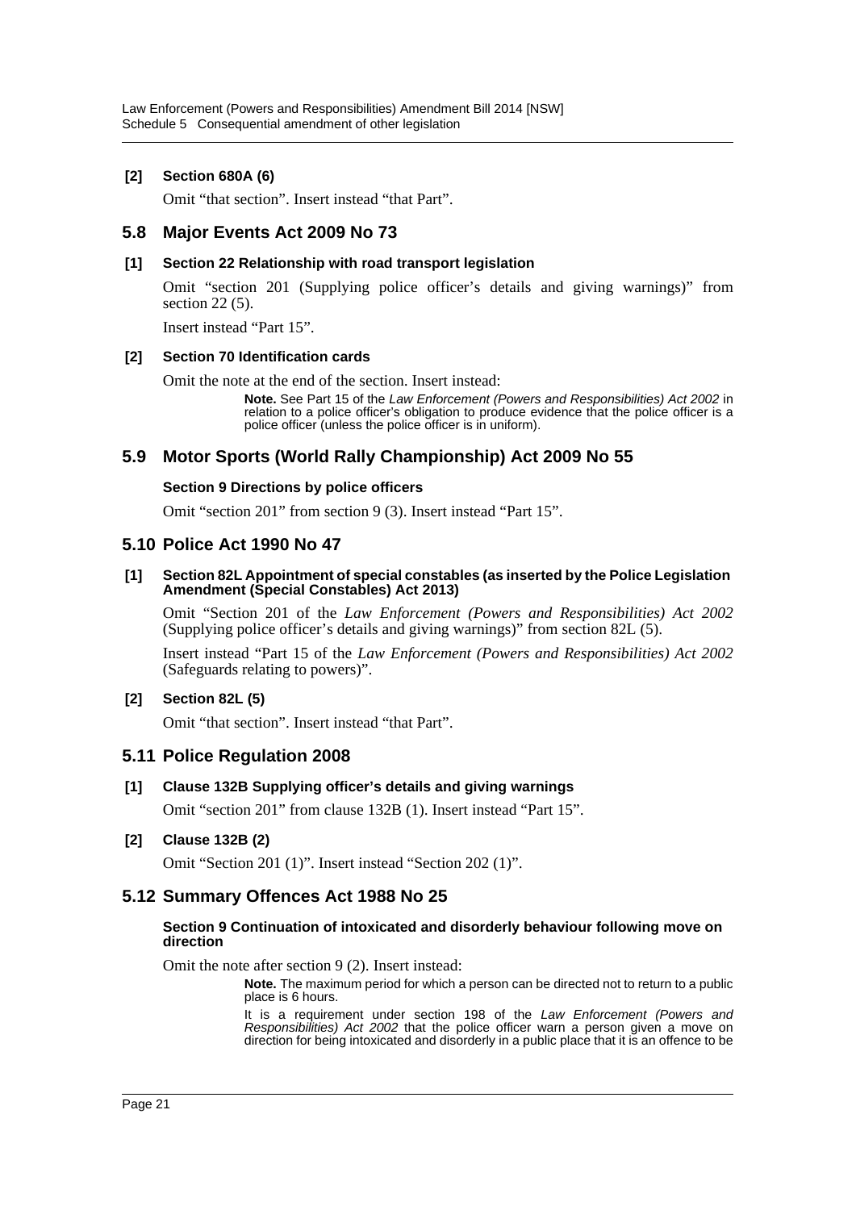**[2] Section 680A (6)**

Omit "that section". Insert instead "that Part".

## 5.8 Major Events Act 2009 No 73

**[1] Section 22 Relationship with road transport legislation**

Omit "section 201 (Supplying police officer's details and giving warnings)" from section 22 (5).

Insert instead "Part 15".

**[2] Section 70 Identification cards**

Omit the note at the end of the section. Insert instead:

> **Note.** See Part 15 of the *Law Enforcement (Powers and Responsibilities) Act 2002* in relation to a police officer's obligation to produce evidence that the police officer is a police officer (unless the police officer is in uniform).

## 5.9 Motor Sports (World Rally Championship) Act 2009 No 55

**Section 9 Directions by police officers**

Omit "section 201" from section 9 (3). Insert instead "Part 15".

## 5.10 Police Act 1990 No 47

**[1] Section 82L Appointment of special constables (as inserted by the Police Legislation Amendment (Special Constables) Act 2013)**

Omit "Section 201 of the *Law Enforcement (Powers and Responsibilities) Act 2002* (Supplying police officer's details and giving warnings)" from section 82L (5).

Insert instead "Part 15 of the *Law Enforcement (Powers and Responsibilities) Act 2002* (Safeguards relating to powers)".

**[2] Section 82L (5)**

Omit "that section". Insert instead "that Part".

## 5.11 Police Regulation 2008

**[1] Clause 132B Supplying officer's details and giving warnings**

Omit "section 201" from clause 132B (1). Insert instead "Part 15".

**[2] Clause 132B (2)**

Omit "Section 201 (1)". Insert instead "Section 202 (1)".

## 5.12 Summary Offences Act 1988 No 25

**Section 9 Continuation of intoxicated and disorderly behaviour following move on direction**

Omit the note after section 9 (2). Insert instead:

> **Note.** The maximum period for which a person can be directed not to return to a public place is 6 hours.
>
> It is a requirement under section 198 of the *Law Enforcement (Powers and Responsibilities) Act 2002* that the police officer warn a person given a move on direction for being intoxicated and disorderly in a public place that it is an offence to be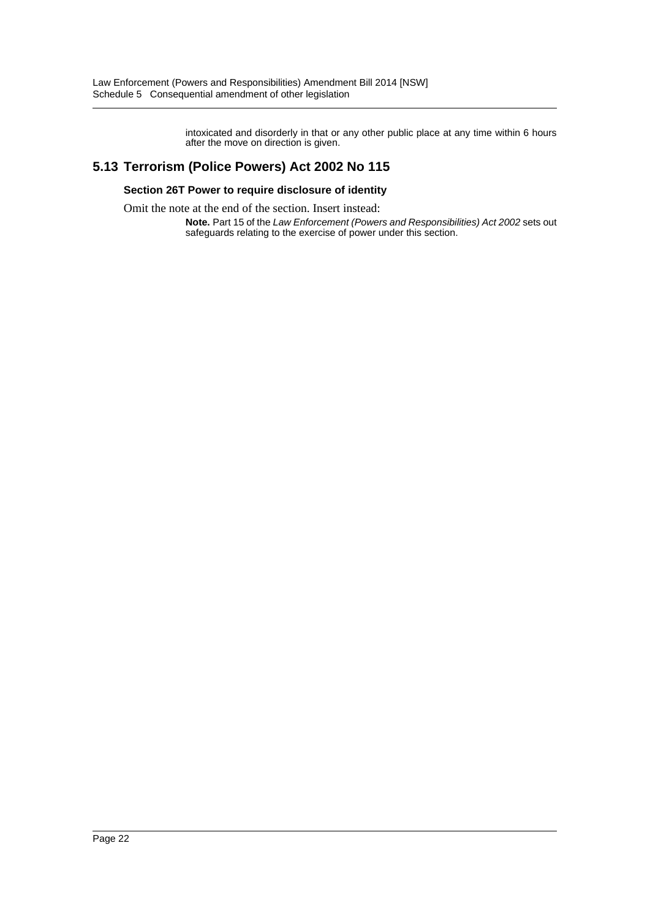intoxicated and disorderly in that or any other public place at any time within 6 hours after the move on direction is given.

## 5.13 Terrorism (Police Powers) Act 2002 No 115

### Section 26T Power to require disclosure of identity

Omit the note at the end of the section. Insert instead:

**Note.** Part 15 of the *Law Enforcement (Powers and Responsibilities) Act 2002* sets out safeguards relating to the exercise of power under this section.